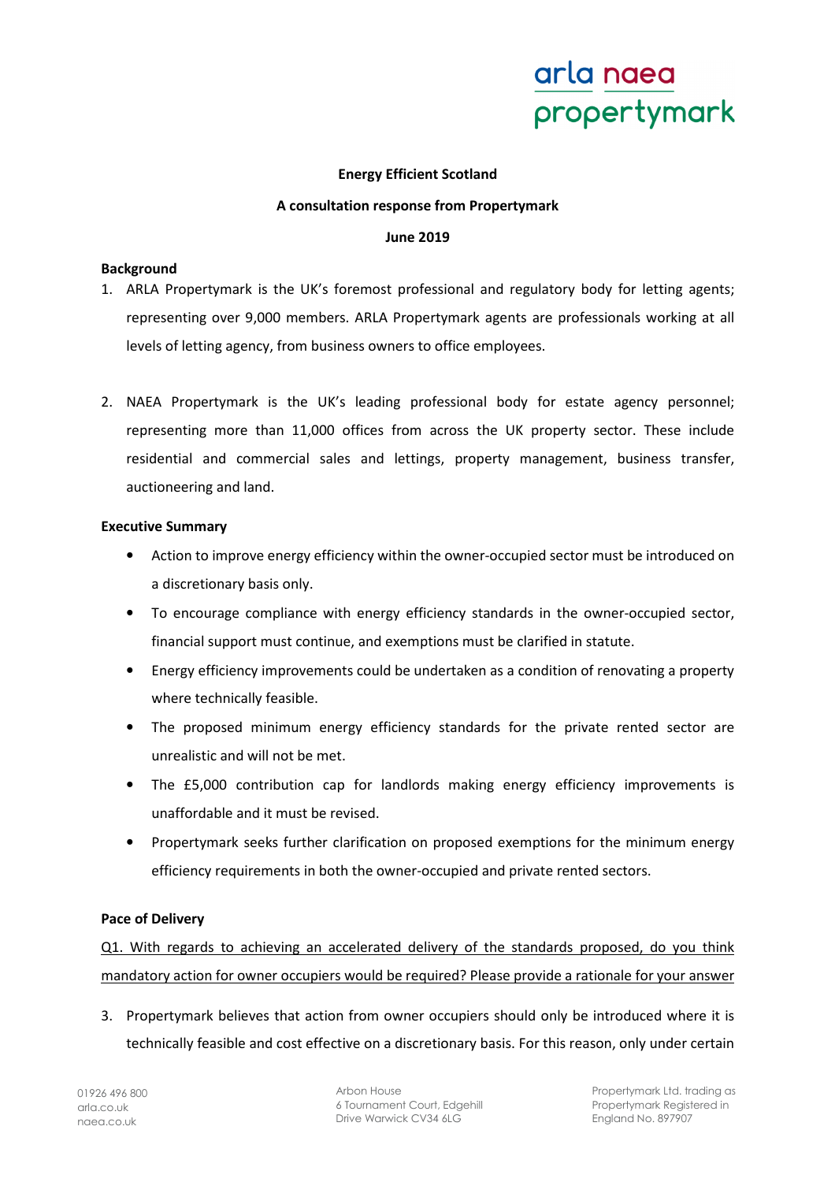**Energy Efficient Scotland**

**A consultation response from Propertymark**

**June 2019**

## Background

1. ARLA Propertymark is the UK's foremost professional and regulatory body for letting agents; representing over 9,000 members. ARLA Propertymark agents are professionals working at all levels of letting agency, from business owners to office employees.

2. NAEA Propertymark is the UK's leading professional body for estate agency personnel; representing more than 11,000 offices from across the UK property sector. These include residential and commercial sales and lettings, property management, business transfer, auctioneering and land.

## Executive Summary

- Action to improve energy efficiency within the owner-occupied sector must be introduced on a discretionary basis only.
- To encourage compliance with energy efficiency standards in the owner-occupied sector, financial support must continue, and exemptions must be clarified in statute.
- Energy efficiency improvements could be undertaken as a condition of renovating a property where technically feasible.
- The proposed minimum energy efficiency standards for the private rented sector are unrealistic and will not be met.
- The £5,000 contribution cap for landlords making energy efficiency improvements is unaffordable and it must be revised.
- Propertymark seeks further clarification on proposed exemptions for the minimum energy efficiency requirements in both the owner-occupied and private rented sectors.

## Pace of Delivery

Q1. With regards to achieving an accelerated delivery of the standards proposed, do you think mandatory action for owner occupiers would be required? Please provide a rationale for your answer

3. Propertymark believes that action from owner occupiers should only be introduced where it is technically feasible and cost effective on a discretionary basis. For this reason, only under certain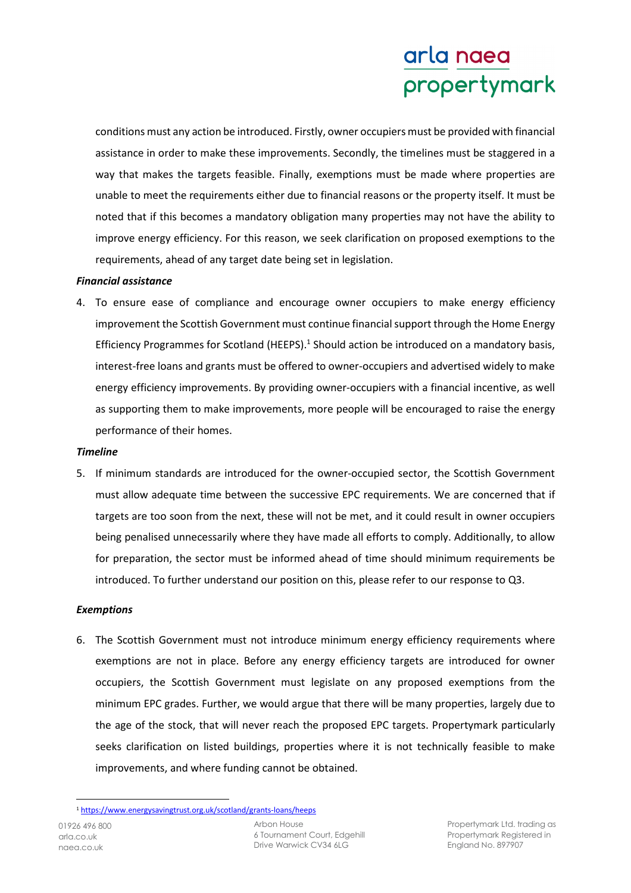conditions must any action be introduced. Firstly, owner occupiers must be provided with financial assistance in order to make these improvements. Secondly, the timelines must be staggered in a way that makes the targets feasible. Finally, exemptions must be made where properties are unable to meet the requirements either due to financial reasons or the property itself. It must be noted that if this becomes a mandatory obligation many properties may not have the ability to improve energy efficiency. For this reason, we seek clarification on proposed exemptions to the requirements, ahead of any target date being set in legislation.

***Financial assistance***

4. To ensure ease of compliance and encourage owner occupiers to make energy efficiency improvement the Scottish Government must continue financial support through the Home Energy Efficiency Programmes for Scotland (HEEPS).[1] Should action be introduced on a mandatory basis, interest-free loans and grants must be offered to owner-occupiers and advertised widely to make energy efficiency improvements. By providing owner-occupiers with a financial incentive, as well as supporting them to make improvements, more people will be encouraged to raise the energy performance of their homes.

***Timeline***

5. If minimum standards are introduced for the owner-occupied sector, the Scottish Government must allow adequate time between the successive EPC requirements. We are concerned that if targets are too soon from the next, these will not be met, and it could result in owner occupiers being penalised unnecessarily where they have made all efforts to comply. Additionally, to allow for preparation, the sector must be informed ahead of time should minimum requirements be introduced. To further understand our position on this, please refer to our response to Q3.

***Exemptions***

6. The Scottish Government must not introduce minimum energy efficiency requirements where exemptions are not in place. Before any energy efficiency targets are introduced for owner occupiers, the Scottish Government must legislate on any proposed exemptions from the minimum EPC grades. Further, we would argue that there will be many properties, largely due to the age of the stock, that will never reach the proposed EPC targets. Propertymark particularly seeks clarification on listed buildings, properties where it is not technically feasible to make improvements, and where funding cannot be obtained.

[1] https://www.energysavingtrust.org.uk/scotland/grants-loans/heeps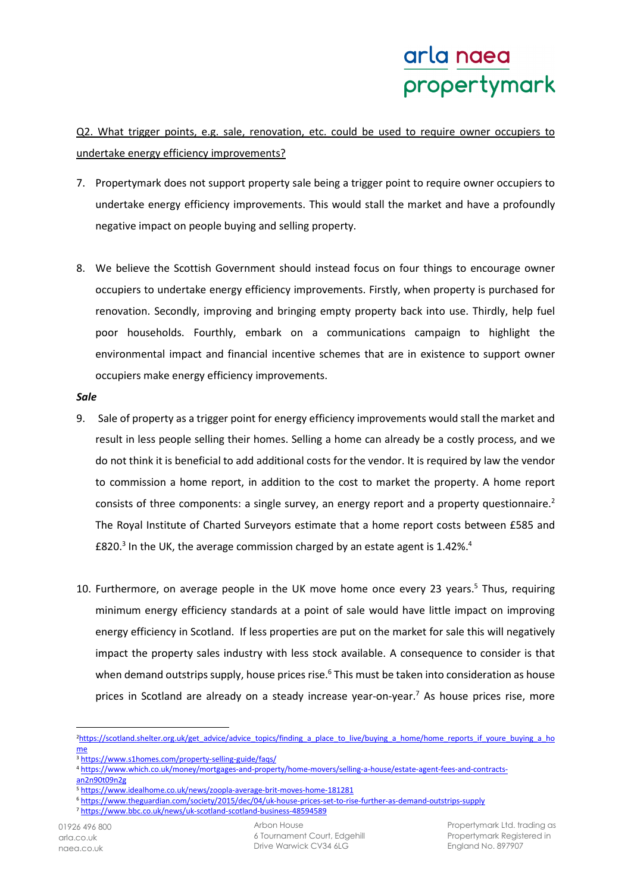Q2. What trigger points, e.g. sale, renovation, etc. could be used to require owner occupiers to undertake energy efficiency improvements?

7. Propertymark does not support property sale being a trigger point to require owner occupiers to undertake energy efficiency improvements. This would stall the market and have a profoundly negative impact on people buying and selling property.

8. We believe the Scottish Government should instead focus on four things to encourage owner occupiers to undertake energy efficiency improvements. Firstly, when property is purchased for renovation. Secondly, improving and bringing empty property back into use. Thirdly, help fuel poor households. Fourthly, embark on a communications campaign to highlight the environmental impact and financial incentive schemes that are in existence to support owner occupiers make energy efficiency improvements.

***Sale***

9. Sale of property as a trigger point for energy efficiency improvements would stall the market and result in less people selling their homes. Selling a home can already be a costly process, and we do not think it is beneficial to add additional costs for the vendor. It is required by law the vendor to commission a home report, in addition to the cost to market the property. A home report consists of three components: a single survey, an energy report and a property questionnaire.[2] The Royal Institute of Charted Surveyors estimate that a home report costs between £585 and £820.[3] In the UK, the average commission charged by an estate agent is 1.42%.[4]

10. Furthermore, on average people in the UK move home once every 23 years.[5] Thus, requiring minimum energy efficiency standards at a point of sale would have little impact on improving energy efficiency in Scotland. If less properties are put on the market for sale this will negatively impact the property sales industry with less stock available. A consequence to consider is that when demand outstrips supply, house prices rise.[6] This must be taken into consideration as house prices in Scotland are already on a steady increase year-on-year.[7] As house prices rise, more

---

[2] https://scotland.shelter.org.uk/get_advice/advice_topics/finding_a_place_to_live/buying_a_home/home_reports_if_youre_buying_a_home

[3] https://www.s1homes.com/property-selling-guide/faqs/

[4] https://www.which.co.uk/money/mortgages-and-property/home-movers/selling-a-house/estate-agent-fees-and-contracts-an2n90t09n2g

[5] https://www.idealhome.co.uk/news/zoopla-average-brit-moves-home-181281

[6] https://www.theguardian.com/society/2015/dec/04/uk-house-prices-set-to-rise-further-as-demand-outstrips-supply

[7] https://www.bbc.co.uk/news/uk-scotland-scotland-business-48594589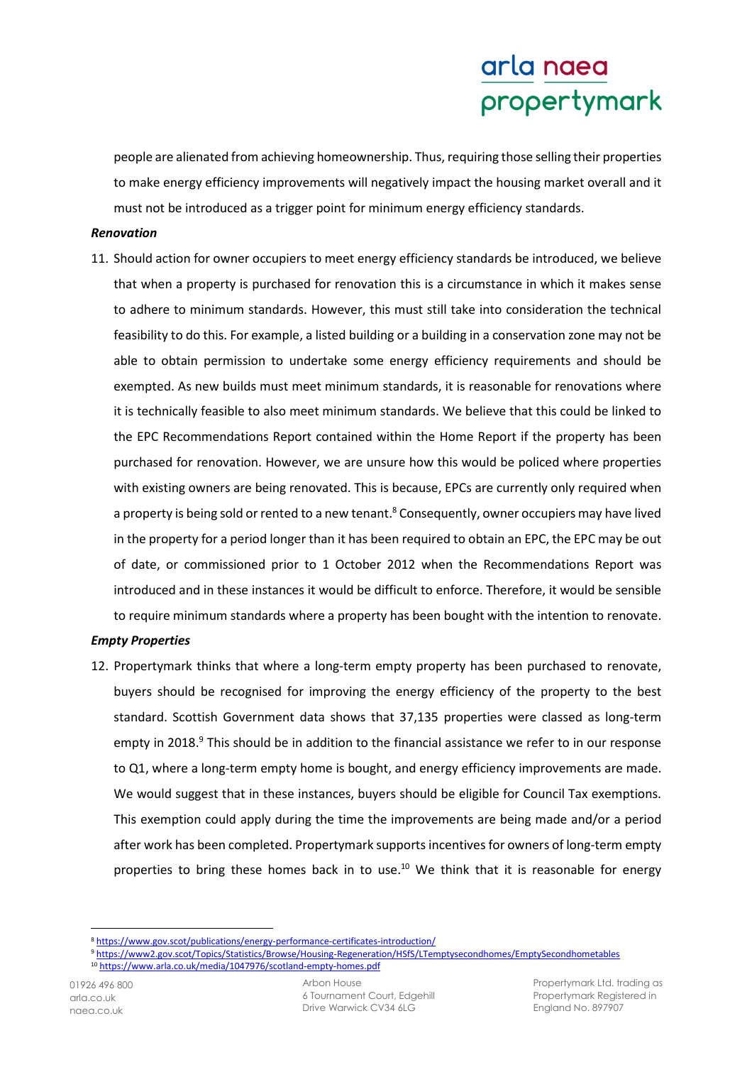people are alienated from achieving homeownership. Thus, requiring those selling their properties to make energy efficiency improvements will negatively impact the housing market overall and it must not be introduced as a trigger point for minimum energy efficiency standards.

***Renovation***

11. Should action for owner occupiers to meet energy efficiency standards be introduced, we believe that when a property is purchased for renovation this is a circumstance in which it makes sense to adhere to minimum standards. However, this must still take into consideration the technical feasibility to do this. For example, a listed building or a building in a conservation zone may not be able to obtain permission to undertake some energy efficiency requirements and should be exempted. As new builds must meet minimum standards, it is reasonable for renovations where it is technically feasible to also meet minimum standards. We believe that this could be linked to the EPC Recommendations Report contained within the Home Report if the property has been purchased for renovation. However, we are unsure how this would be policed where properties with existing owners are being renovated. This is because, EPCs are currently only required when a property is being sold or rented to a new tenant.[8] Consequently, owner occupiers may have lived in the property for a period longer than it has been required to obtain an EPC, the EPC may be out of date, or commissioned prior to 1 October 2012 when the Recommendations Report was introduced and in these instances it would be difficult to enforce. Therefore, it would be sensible to require minimum standards where a property has been bought with the intention to renovate.

***Empty Properties***

12. Propertymark thinks that where a long-term empty property has been purchased to renovate, buyers should be recognised for improving the energy efficiency of the property to the best standard. Scottish Government data shows that 37,135 properties were classed as long-term empty in 2018.[9] This should be in addition to the financial assistance we refer to in our response to Q1, where a long-term empty home is bought, and energy efficiency improvements are made. We would suggest that in these instances, buyers should be eligible for Council Tax exemptions. This exemption could apply during the time the improvements are being made and/or a period after work has been completed. Propertymark supports incentives for owners of long-term empty properties to bring these homes back in to use.[10] We think that it is reasonable for energy

---

[8] https://www.gov.scot/publications/energy-performance-certificates-introduction/

[9] https://www2.gov.scot/Topics/Statistics/Browse/Housing-Regeneration/HSfS/LTemptysecondhomes/EmptySecondhometables

[10] https://www.arla.co.uk/media/1047976/scotland-empty-homes.pdf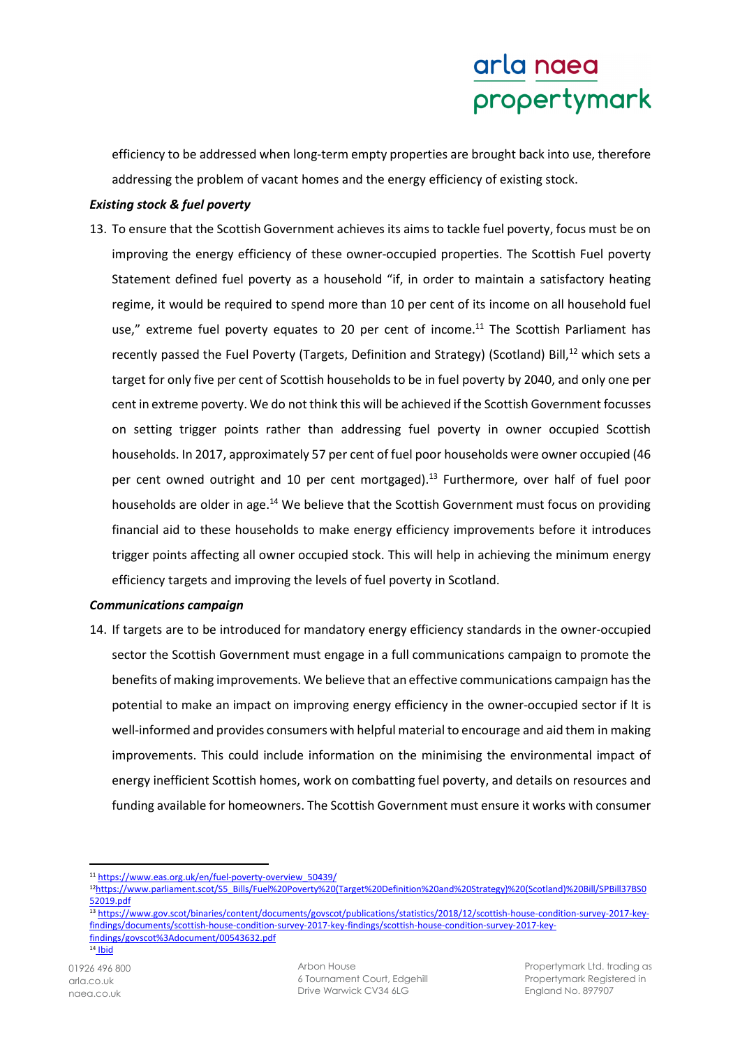efficiency to be addressed when long-term empty properties are brought back into use, therefore addressing the problem of vacant homes and the energy efficiency of existing stock.

***Existing stock & fuel poverty***

13. To ensure that the Scottish Government achieves its aims to tackle fuel poverty, focus must be on improving the energy efficiency of these owner-occupied properties. The Scottish Fuel poverty Statement defined fuel poverty as a household "if, in order to maintain a satisfactory heating regime, it would be required to spend more than 10 per cent of its income on all household fuel use," extreme fuel poverty equates to 20 per cent of income.[11] The Scottish Parliament has recently passed the Fuel Poverty (Targets, Definition and Strategy) (Scotland) Bill,[12] which sets a target for only five per cent of Scottish households to be in fuel poverty by 2040, and only one per cent in extreme poverty. We do not think this will be achieved if the Scottish Government focusses on setting trigger points rather than addressing fuel poverty in owner occupied Scottish households. In 2017, approximately 57 per cent of fuel poor households were owner occupied (46 per cent owned outright and 10 per cent mortgaged).[13] Furthermore, over half of fuel poor households are older in age.[14] We believe that the Scottish Government must focus on providing financial aid to these households to make energy efficiency improvements before it introduces trigger points affecting all owner occupied stock. This will help in achieving the minimum energy efficiency targets and improving the levels of fuel poverty in Scotland.

***Communications campaign***

14. If targets are to be introduced for mandatory energy efficiency standards in the owner-occupied sector the Scottish Government must engage in a full communications campaign to promote the benefits of making improvements. We believe that an effective communications campaign has the potential to make an impact on improving energy efficiency in the owner-occupied sector if It is well-informed and provides consumers with helpful material to encourage and aid them in making improvements. This could include information on the minimising the environmental impact of energy inefficient Scottish homes, work on combatting fuel poverty, and details on resources and funding available for homeowners. The Scottish Government must ensure it works with consumer

---

[11] https://www.eas.org.uk/en/fuel-poverty-overview_50439/

[12] https://www.parliament.scot/S5_Bills/Fuel%20Poverty%20(Target%20Definition%20and%20Strategy)%20(Scotland)%20Bill/SPBill37BS052019.pdf

[13] https://www.gov.scot/binaries/content/documents/govscot/publications/statistics/2018/12/scottish-house-condition-survey-2017-key-findings/documents/scottish-house-condition-survey-2017-key-findings/scottish-house-condition-survey-2017-key-findings/govscot%3Adocument/00543632.pdf

[14] Ibid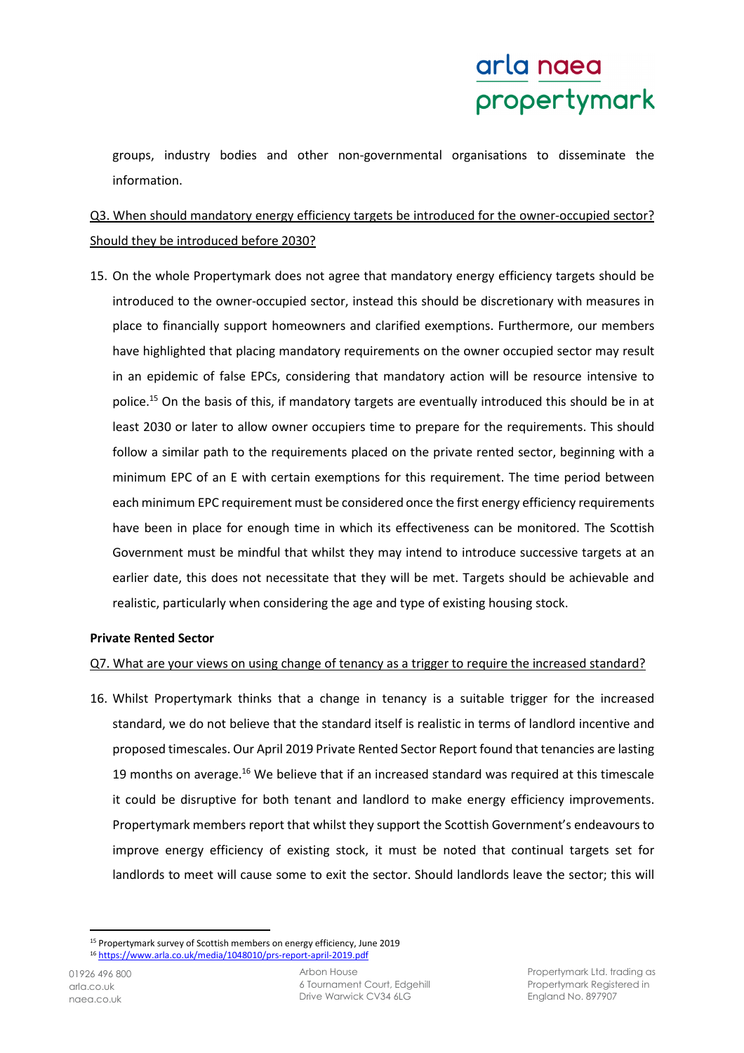groups, industry bodies and other non-governmental organisations to disseminate the information.

Q3. When should mandatory energy efficiency targets be introduced for the owner-occupied sector? Should they be introduced before 2030?

15. On the whole Propertymark does not agree that mandatory energy efficiency targets should be introduced to the owner-occupied sector, instead this should be discretionary with measures in place to financially support homeowners and clarified exemptions. Furthermore, our members have highlighted that placing mandatory requirements on the owner occupied sector may result in an epidemic of false EPCs, considering that mandatory action will be resource intensive to police.[15] On the basis of this, if mandatory targets are eventually introduced this should be in at least 2030 or later to allow owner occupiers time to prepare for the requirements. This should follow a similar path to the requirements placed on the private rented sector, beginning with a minimum EPC of an E with certain exemptions for this requirement. The time period between each minimum EPC requirement must be considered once the first energy efficiency requirements have been in place for enough time in which its effectiveness can be monitored. The Scottish Government must be mindful that whilst they may intend to introduce successive targets at an earlier date, this does not necessitate that they will be met. Targets should be achievable and realistic, particularly when considering the age and type of existing housing stock.

**Private Rented Sector**

Q7. What are your views on using change of tenancy as a trigger to require the increased standard?

16. Whilst Propertymark thinks that a change in tenancy is a suitable trigger for the increased standard, we do not believe that the standard itself is realistic in terms of landlord incentive and proposed timescales. Our April 2019 Private Rented Sector Report found that tenancies are lasting 19 months on average.[16] We believe that if an increased standard was required at this timescale it could be disruptive for both tenant and landlord to make energy efficiency improvements. Propertymark members report that whilst they support the Scottish Government's endeavours to improve energy efficiency of existing stock, it must be noted that continual targets set for landlords to meet will cause some to exit the sector. Should landlords leave the sector; this will

[15] Propertymark survey of Scottish members on energy efficiency, June 2019

[16] https://www.arla.co.uk/media/1048010/prs-report-april-2019.pdf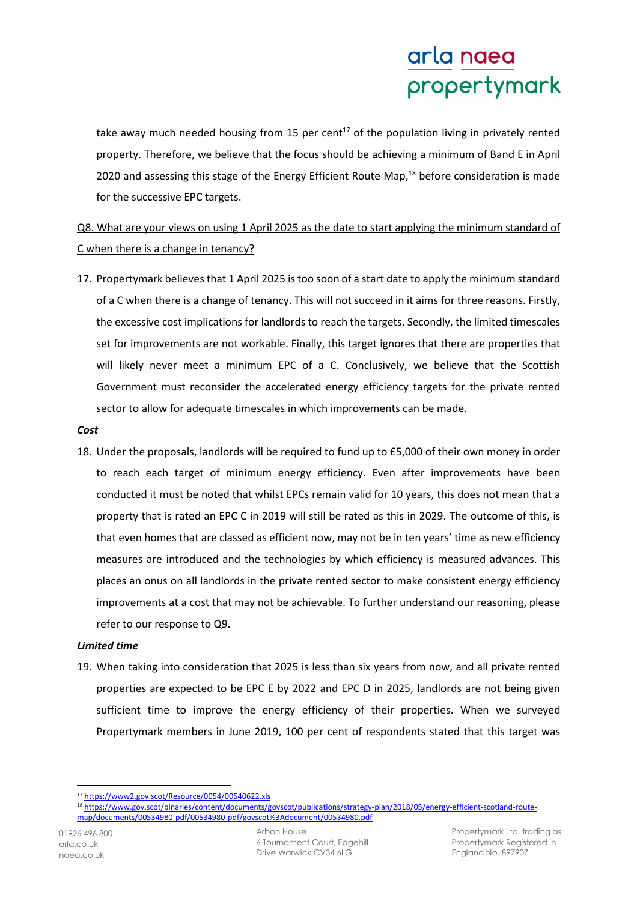take away much needed housing from 15 per cent[17] of the population living in privately rented property. Therefore, we believe that the focus should be achieving a minimum of Band E in April 2020 and assessing this stage of the Energy Efficient Route Map,[18] before consideration is made for the successive EPC targets.

Q8. What are your views on using 1 April 2025 as the date to start applying the minimum standard of C when there is a change in tenancy?

17. Propertymark believes that 1 April 2025 is too soon of a start date to apply the minimum standard of a C when there is a change of tenancy. This will not succeed in it aims for three reasons. Firstly, the excessive cost implications for landlords to reach the targets. Secondly, the limited timescales set for improvements are not workable. Finally, this target ignores that there are properties that will likely never meet a minimum EPC of a C. Conclusively, we believe that the Scottish Government must reconsider the accelerated energy efficiency targets for the private rented sector to allow for adequate timescales in which improvements can be made.

***Cost***

18. Under the proposals, landlords will be required to fund up to £5,000 of their own money in order to reach each target of minimum energy efficiency. Even after improvements have been conducted it must be noted that whilst EPCs remain valid for 10 years, this does not mean that a property that is rated an EPC C in 2019 will still be rated as this in 2029. The outcome of this, is that even homes that are classed as efficient now, may not be in ten years' time as new efficiency measures are introduced and the technologies by which efficiency is measured advances. This places an onus on all landlords in the private rented sector to make consistent energy efficiency improvements at a cost that may not be achievable. To further understand our reasoning, please refer to our response to Q9.

***Limited time***

19. When taking into consideration that 2025 is less than six years from now, and all private rented properties are expected to be EPC E by 2022 and EPC D in 2025, landlords are not being given sufficient time to improve the energy efficiency of their properties. When we surveyed Propertymark members in June 2019, 100 per cent of respondents stated that this target was

---

[17] https://www2.gov.scot/Resource/0054/00540622.xls

[18] https://www.gov.scot/binaries/content/documents/govscot/publications/strategy-plan/2018/05/energy-efficient-scotland-route-map/documents/00534980-pdf/00534980-pdf/govscot%3Adocument/00534980.pdf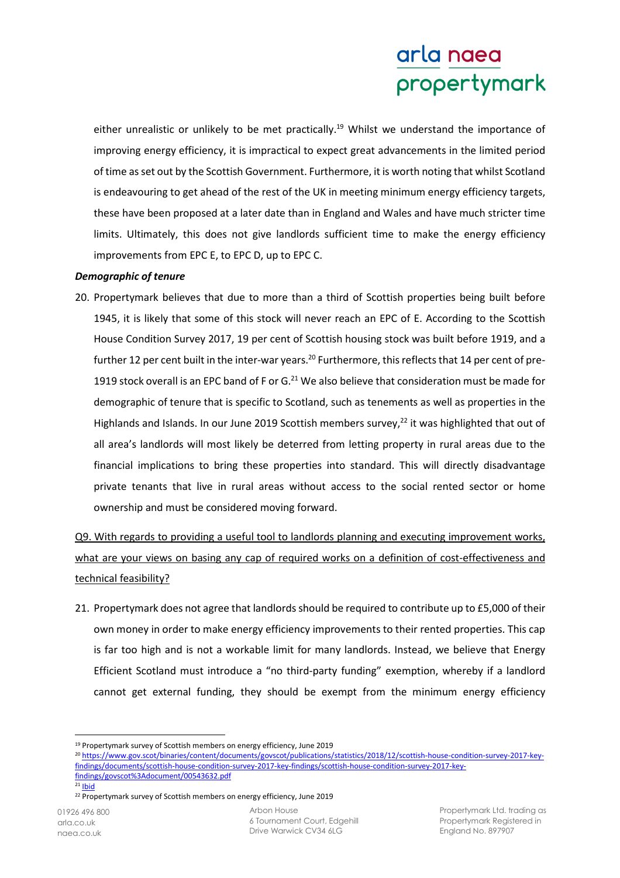either unrealistic or unlikely to be met practically.[19] Whilst we understand the importance of improving energy efficiency, it is impractical to expect great advancements in the limited period of time as set out by the Scottish Government. Furthermore, it is worth noting that whilst Scotland is endeavouring to get ahead of the rest of the UK in meeting minimum energy efficiency targets, these have been proposed at a later date than in England and Wales and have much stricter time limits. Ultimately, this does not give landlords sufficient time to make the energy efficiency improvements from EPC E, to EPC D, up to EPC C.

***Demographic of tenure***

20. Propertymark believes that due to more than a third of Scottish properties being built before 1945, it is likely that some of this stock will never reach an EPC of E. According to the Scottish House Condition Survey 2017, 19 per cent of Scottish housing stock was built before 1919, and a further 12 per cent built in the inter-war years.[20] Furthermore, this reflects that 14 per cent of pre-1919 stock overall is an EPC band of F or G.[21] We also believe that consideration must be made for demographic of tenure that is specific to Scotland, such as tenements as well as properties in the Highlands and Islands. In our June 2019 Scottish members survey,[22] it was highlighted that out of all area's landlords will most likely be deterred from letting property in rural areas due to the financial implications to bring these properties into standard. This will directly disadvantage private tenants that live in rural areas without access to the social rented sector or home ownership and must be considered moving forward.

Q9. With regards to providing a useful tool to landlords planning and executing improvement works, what are your views on basing any cap of required works on a definition of cost-effectiveness and technical feasibility?

21. Propertymark does not agree that landlords should be required to contribute up to £5,000 of their own money in order to make energy efficiency improvements to their rented properties. This cap is far too high and is not a workable limit for many landlords. Instead, we believe that Energy Efficient Scotland must introduce a "no third-party funding" exemption, whereby if a landlord cannot get external funding, they should be exempt from the minimum energy efficiency

---

[19] Propertymark survey of Scottish members on energy efficiency, June 2019

[20] https://www.gov.scot/binaries/content/documents/govscot/publications/statistics/2018/12/scottish-house-condition-survey-2017-key-findings/documents/scottish-house-condition-survey-2017-key-findings/scottish-house-condition-survey-2017-key-findings/govscot%3Adocument/00543632.pdf

[21] Ibid

[22] Propertymark survey of Scottish members on energy efficiency, June 2019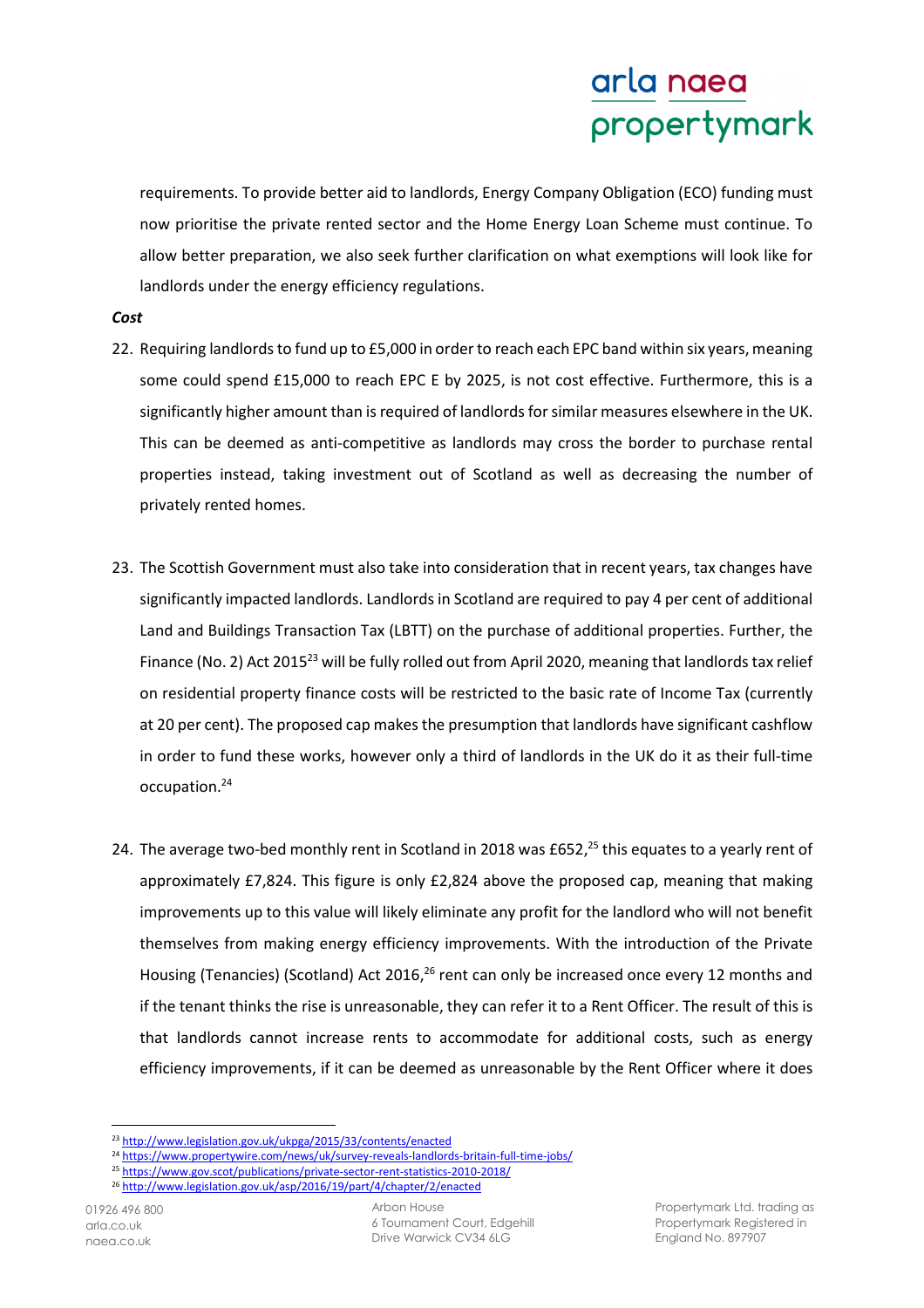requirements. To provide better aid to landlords, Energy Company Obligation (ECO) funding must now prioritise the private rented sector and the Home Energy Loan Scheme must continue. To allow better preparation, we also seek further clarification on what exemptions will look like for landlords under the energy efficiency regulations.

***Cost***

22. Requiring landlords to fund up to £5,000 in order to reach each EPC band within six years, meaning some could spend £15,000 to reach EPC E by 2025, is not cost effective. Furthermore, this is a significantly higher amount than is required of landlords for similar measures elsewhere in the UK. This can be deemed as anti-competitive as landlords may cross the border to purchase rental properties instead, taking investment out of Scotland as well as decreasing the number of privately rented homes.

23. The Scottish Government must also take into consideration that in recent years, tax changes have significantly impacted landlords. Landlords in Scotland are required to pay 4 per cent of additional Land and Buildings Transaction Tax (LBTT) on the purchase of additional properties. Further, the Finance (No. 2) Act 2015[23] will be fully rolled out from April 2020, meaning that landlords tax relief on residential property finance costs will be restricted to the basic rate of Income Tax (currently at 20 per cent). The proposed cap makes the presumption that landlords have significant cashflow in order to fund these works, however only a third of landlords in the UK do it as their full-time occupation.[24]

24. The average two-bed monthly rent in Scotland in 2018 was £652,[25] this equates to a yearly rent of approximately £7,824. This figure is only £2,824 above the proposed cap, meaning that making improvements up to this value will likely eliminate any profit for the landlord who will not benefit themselves from making energy efficiency improvements. With the introduction of the Private Housing (Tenancies) (Scotland) Act 2016,[26] rent can only be increased once every 12 months and if the tenant thinks the rise is unreasonable, they can refer it to a Rent Officer. The result of this is that landlords cannot increase rents to accommodate for additional costs, such as energy efficiency improvements, if it can be deemed as unreasonable by the Rent Officer where it does

[23] http://www.legislation.gov.uk/ukpga/2015/33/contents/enacted
[24] https://www.propertywire.com/news/uk/survey-reveals-landlords-britain-full-time-jobs/
[25] https://www.gov.scot/publications/private-sector-rent-statistics-2010-2018/
[26] http://www.legislation.gov.uk/asp/2016/19/part/4/chapter/2/enacted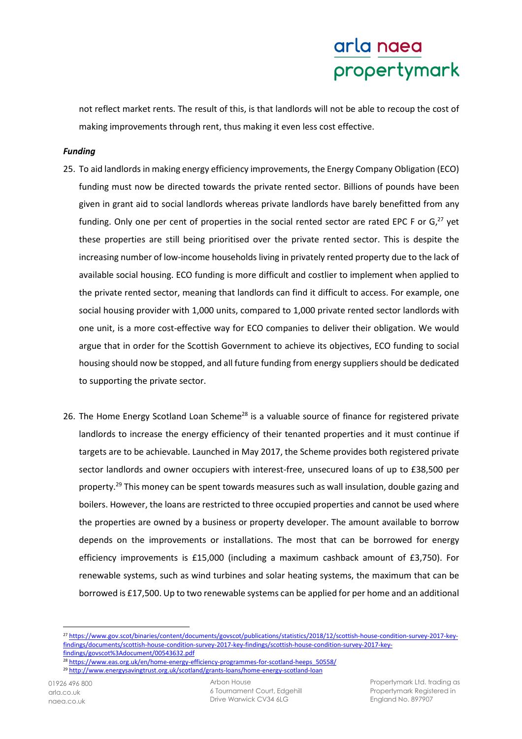not reflect market rents. The result of this, is that landlords will not be able to recoup the cost of making improvements through rent, thus making it even less cost effective.

***Funding***

25. To aid landlords in making energy efficiency improvements, the Energy Company Obligation (ECO) funding must now be directed towards the private rented sector. Billions of pounds have been given in grant aid to social landlords whereas private landlords have barely benefitted from any funding. Only one per cent of properties in the social rented sector are rated EPC F or G,[27] yet these properties are still being prioritised over the private rented sector. This is despite the increasing number of low-income households living in privately rented property due to the lack of available social housing. ECO funding is more difficult and costlier to implement when applied to the private rented sector, meaning that landlords can find it difficult to access. For example, one social housing provider with 1,000 units, compared to 1,000 private rented sector landlords with one unit, is a more cost-effective way for ECO companies to deliver their obligation. We would argue that in order for the Scottish Government to achieve its objectives, ECO funding to social housing should now be stopped, and all future funding from energy suppliers should be dedicated to supporting the private sector.

26. The Home Energy Scotland Loan Scheme[28] is a valuable source of finance for registered private landlords to increase the energy efficiency of their tenanted properties and it must continue if targets are to be achievable. Launched in May 2017, the Scheme provides both registered private sector landlords and owner occupiers with interest-free, unsecured loans of up to £38,500 per property.[29] This money can be spent towards measures such as wall insulation, double gazing and boilers. However, the loans are restricted to three occupied properties and cannot be used where the properties are owned by a business or property developer. The amount available to borrow depends on the improvements or installations. The most that can be borrowed for energy efficiency improvements is £15,000 (including a maximum cashback amount of £3,750). For renewable systems, such as wind turbines and solar heating systems, the maximum that can be borrowed is £17,500. Up to two renewable systems can be applied for per home and an additional

---

[27] https://www.gov.scot/binaries/content/documents/govscot/publications/statistics/2018/12/scottish-house-condition-survey-2017-key-findings/documents/scottish-house-condition-survey-2017-key-findings/scottish-house-condition-survey-2017-key-findings/govscot%3Adocument/00543632.pdf

[28] https://www.eas.org.uk/en/home-energy-efficiency-programmes-for-scotland-heeps_50558/

[29] http://www.energysavingtrust.org.uk/scotland/grants-loans/home-energy-scotland-loan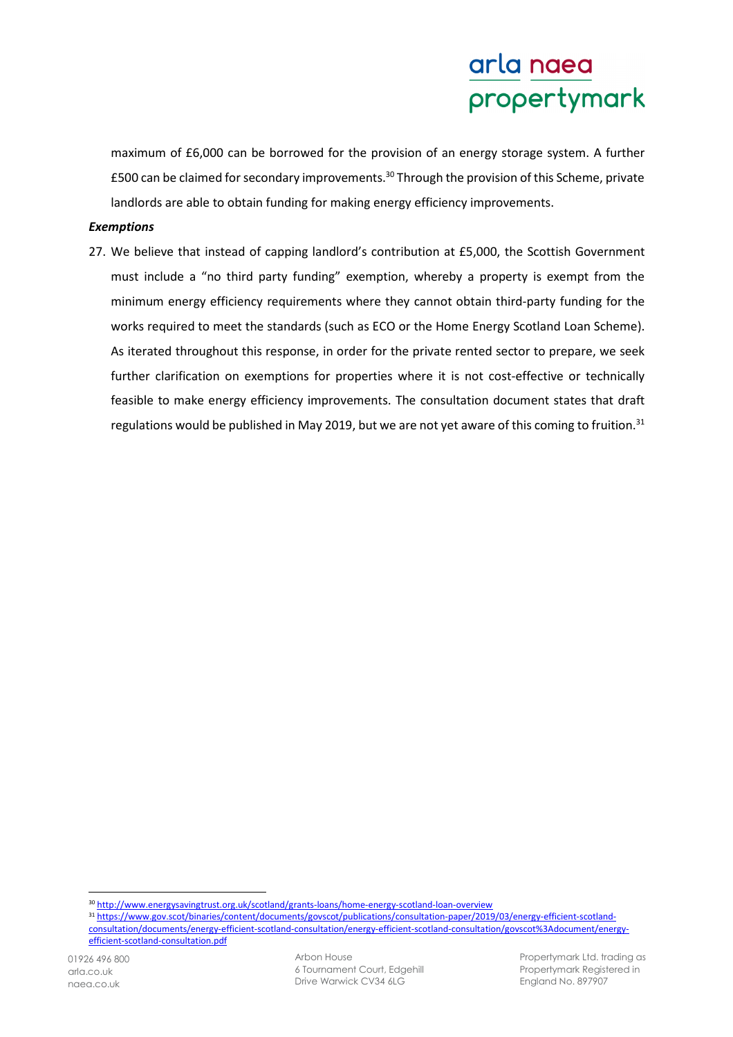maximum of £6,000 can be borrowed for the provision of an energy storage system. A further £500 can be claimed for secondary improvements.[30] Through the provision of this Scheme, private landlords are able to obtain funding for making energy efficiency improvements.

***Exemptions***

27. We believe that instead of capping landlord's contribution at £5,000, the Scottish Government must include a "no third party funding" exemption, whereby a property is exempt from the minimum energy efficiency requirements where they cannot obtain third-party funding for the works required to meet the standards (such as ECO or the Home Energy Scotland Loan Scheme). As iterated throughout this response, in order for the private rented sector to prepare, we seek further clarification on exemptions for properties where it is not cost-effective or technically feasible to make energy efficiency improvements. The consultation document states that draft regulations would be published in May 2019, but we are not yet aware of this coming to fruition.[31]

---

[30] http://www.energysavingtrust.org.uk/scotland/grants-loans/home-energy-scotland-loan-overview

[31] https://www.gov.scot/binaries/content/documents/govscot/publications/consultation-paper/2019/03/energy-efficient-scotland-consultation/documents/energy-efficient-scotland-consultation/energy-efficient-scotland-consultation/govscot%3Adocument/energy-efficient-scotland-consultation.pdf